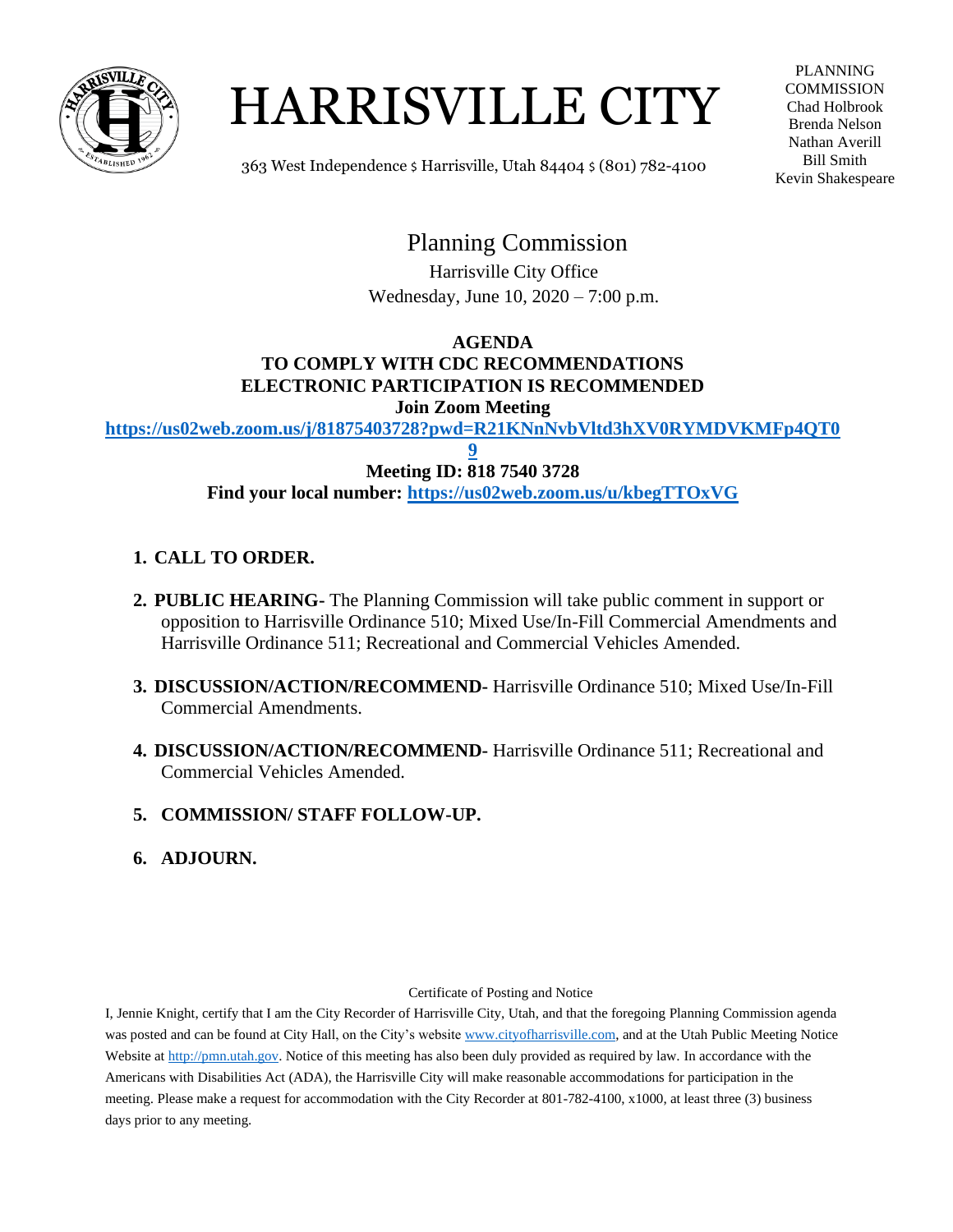# HARRISVILLE CITY

363 West Independence $ Harrisville, Utah 84404 $ (801) 782-4100

PLANNING COMMISSION
Chad Holbrook
Brenda Nelson
Nathan Averill
Bill Smith
Kevin Shakespeare

## Planning Commission

Harrisville City Office
Wednesday, June 10, 2020 – 7:00 p.m.

**AGENDA**
**TO COMPLY WITH CDC RECOMMENDATIONS**
**ELECTRONIC PARTICIPATION IS RECOMMENDED**
**Join Zoom Meeting**
**https://us02web.zoom.us/j/81875403728?pwd=R21KNnNvbVltd3hXV0RYMDVKMFp4QT09**
**Meeting ID: 818 7540 3728**
**Find your local number: https://us02web.zoom.us/u/kbegTTOxVG**

1. **CALL TO ORDER.**
2. **PUBLIC HEARING-** The Planning Commission will take public comment in support or opposition to Harrisville Ordinance 510; Mixed Use/In-Fill Commercial Amendments and Harrisville Ordinance 511; Recreational and Commercial Vehicles Amended.
3. **DISCUSSION/ACTION/RECOMMEND-** Harrisville Ordinance 510; Mixed Use/In-Fill Commercial Amendments.
4. **DISCUSSION/ACTION/RECOMMEND-** Harrisville Ordinance 511; Recreational and Commercial Vehicles Amended.
5. **COMMISSION/ STAFF FOLLOW-UP.**
6. **ADJOURN.**

Certificate of Posting and Notice

I, Jennie Knight, certify that I am the City Recorder of Harrisville City, Utah, and that the foregoing Planning Commission agenda was posted and can be found at City Hall, on the City's website www.cityofharrisville.com, and at the Utah Public Meeting Notice Website at http://pmn.utah.gov. Notice of this meeting has also been duly provided as required by law. In accordance with the Americans with Disabilities Act (ADA), the Harrisville City will make reasonable accommodations for participation in the meeting. Please make a request for accommodation with the City Recorder at 801-782-4100, x1000, at least three (3) business days prior to any meeting.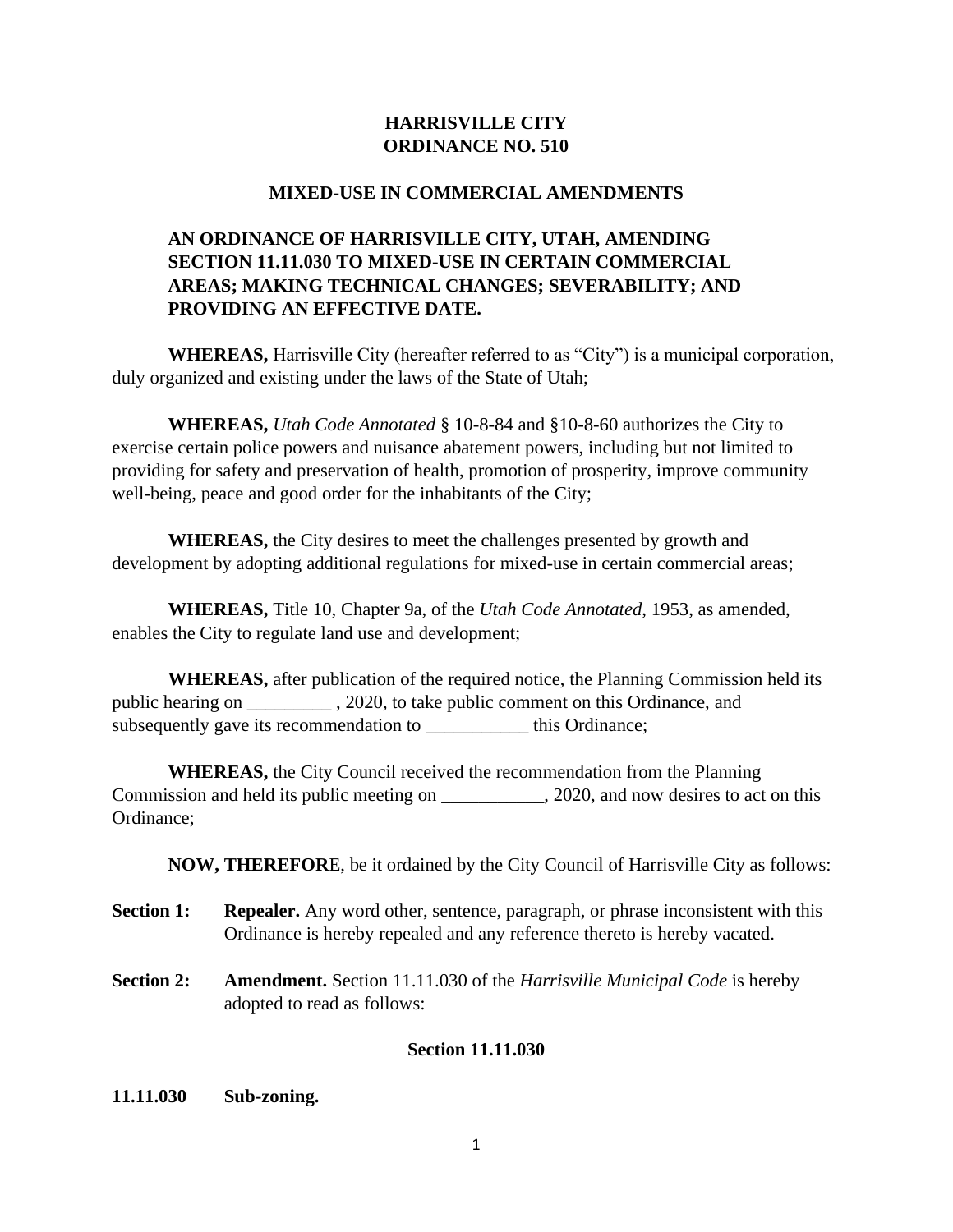**HARRISVILLE CITY**
**ORDINANCE NO. 510**

**MIXED-USE IN COMMERCIAL AMENDMENTS**

**AN ORDINANCE OF HARRISVILLE CITY, UTAH, AMENDING SECTION 11.11.030 TO MIXED-USE IN CERTAIN COMMERCIAL AREAS; MAKING TECHNICAL CHANGES; SEVERABILITY; AND PROVIDING AN EFFECTIVE DATE.**

**WHEREAS,** Harrisville City (hereafter referred to as "City") is a municipal corporation, duly organized and existing under the laws of the State of Utah;

**WHEREAS,** *Utah Code Annotated* § 10-8-84 and §10-8-60 authorizes the City to exercise certain police powers and nuisance abatement powers, including but not limited to providing for safety and preservation of health, promotion of prosperity, improve community well-being, peace and good order for the inhabitants of the City;

**WHEREAS,** the City desires to meet the challenges presented by growth and development by adopting additional regulations for mixed-use in certain commercial areas;

**WHEREAS,** Title 10, Chapter 9a, of the *Utah Code Annotated*, 1953, as amended, enables the City to regulate land use and development;

**WHEREAS,** after publication of the required notice, the Planning Commission held its public hearing on _________ , 2020, to take public comment on this Ordinance, and subsequently gave its recommendation to ___________ this Ordinance;

**WHEREAS,** the City Council received the recommendation from the Planning Commission and held its public meeting on ___________, 2020, and now desires to act on this Ordinance;

**NOW, THEREFOR**E, be it ordained by the City Council of Harrisville City as follows:

**Section 1:** **Repealer.** Any word other, sentence, paragraph, or phrase inconsistent with this Ordinance is hereby repealed and any reference thereto is hereby vacated.

**Section 2:** **Amendment.** Section 11.11.030 of the *Harrisville Municipal Code* is hereby adopted to read as follows:

**Section 11.11.030**

**11.11.030 Sub-zoning.**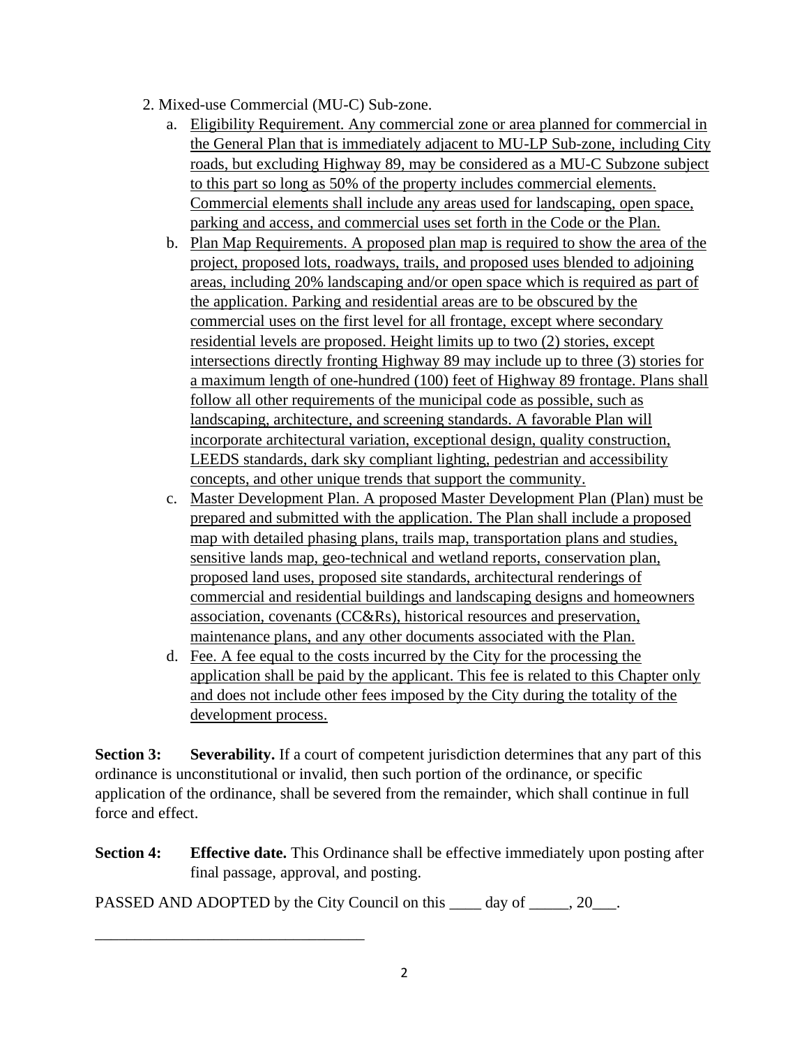2. Mixed-use Commercial (MU-C) Sub-zone.
   a. Eligibility Requirement. Any commercial zone or area planned for commercial in the General Plan that is immediately adjacent to MU-LP Sub-zone, including City roads, but excluding Highway 89, may be considered as a MU-C Subzone subject to this part so long as 50% of the property includes commercial elements. Commercial elements shall include any areas used for landscaping, open space, parking and access, and commercial uses set forth in the Code or the Plan.
   b. Plan Map Requirements. A proposed plan map is required to show the area of the project, proposed lots, roadways, trails, and proposed uses blended to adjoining areas, including 20% landscaping and/or open space which is required as part of the application. Parking and residential areas are to be obscured by the commercial uses on the first level for all frontage, except where secondary residential levels are proposed. Height limits up to two (2) stories, except intersections directly fronting Highway 89 may include up to three (3) stories for a maximum length of one-hundred (100) feet of Highway 89 frontage. Plans shall follow all other requirements of the municipal code as possible, such as landscaping, architecture, and screening standards. A favorable Plan will incorporate architectural variation, exceptional design, quality construction, LEEDS standards, dark sky compliant lighting, pedestrian and accessibility concepts, and other unique trends that support the community.
   c. Master Development Plan. A proposed Master Development Plan (Plan) must be prepared and submitted with the application. The Plan shall include a proposed map with detailed phasing plans, trails map, transportation plans and studies, sensitive lands map, geo-technical and wetland reports, conservation plan, proposed land uses, proposed site standards, architectural renderings of commercial and residential buildings and landscaping designs and homeowners association, covenants (CC&Rs), historical resources and preservation, maintenance plans, and any other documents associated with the Plan.
   d. Fee. A fee equal to the costs incurred by the City for the processing the application shall be paid by the applicant. This fee is related to this Chapter only and does not include other fees imposed by the City during the totality of the development process.

**Section 3:** **Severability.** If a court of competent jurisdiction determines that any part of this ordinance is unconstitutional or invalid, then such portion of the ordinance, or specific application of the ordinance, shall be severed from the remainder, which shall continue in full force and effect.

**Section 4:** **Effective date.** This Ordinance shall be effective immediately upon posting after final passage, approval, and posting.

PASSED AND ADOPTED by the City Council on this ____ day of _____, 20___.

_________________________________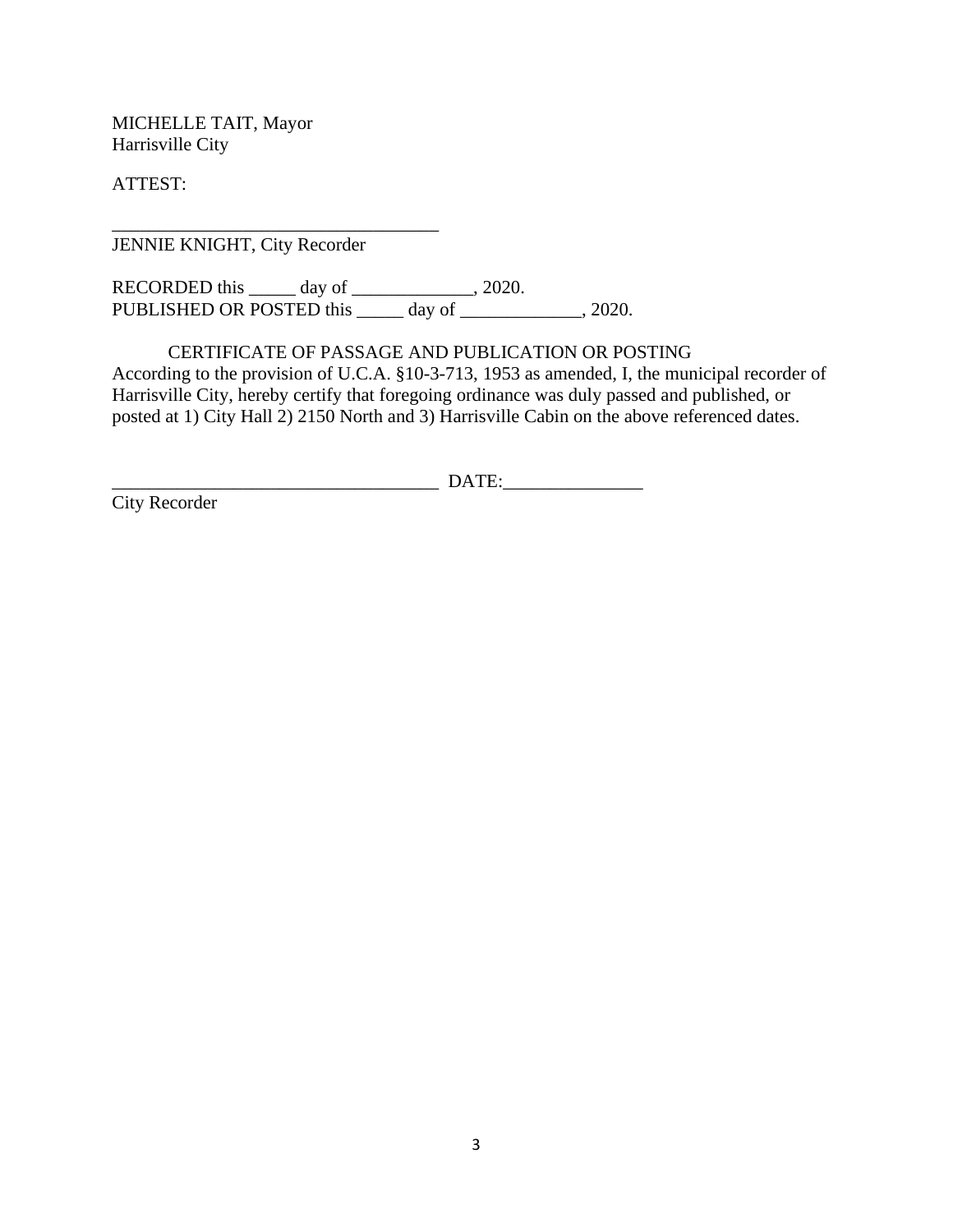MICHELLE TAIT, Mayor
Harrisville City

ATTEST:

___________________________________
JENNIE KNIGHT, City Recorder

RECORDED this _____ day of _____________, 2020.
PUBLISHED OR POSTED this _____ day of _____________, 2020.

CERTIFICATE OF PASSAGE AND PUBLICATION OR POSTING

According to the provision of U.C.A. §10-3-713, 1953 as amended, I, the municipal recorder of Harrisville City, hereby certify that foregoing ordinance was duly passed and published, or posted at 1) City Hall 2) 2150 North and 3) Harrisville Cabin on the above referenced dates.

___________________________________ DATE:_______________
City Recorder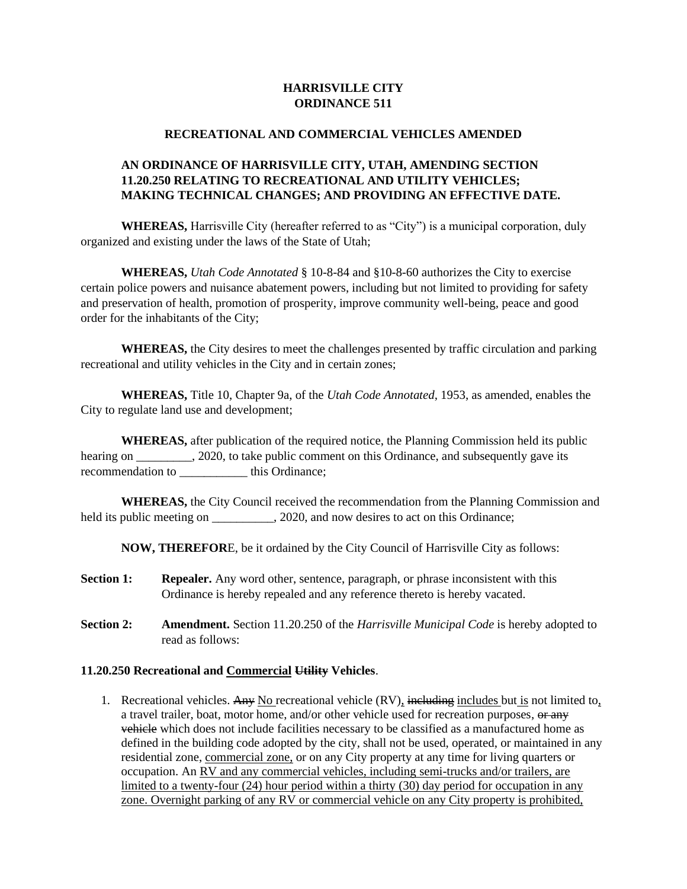**HARRISVILLE CITY**
**ORDINANCE 511**

**RECREATIONAL AND COMMERCIAL VEHICLES AMENDED**

**AN ORDINANCE OF HARRISVILLE CITY, UTAH, AMENDING SECTION 11.20.250 RELATING TO RECREATIONAL AND UTILITY VEHICLES; MAKING TECHNICAL CHANGES; AND PROVIDING AN EFFECTIVE DATE.**

**WHEREAS,** Harrisville City (hereafter referred to as "City") is a municipal corporation, duly organized and existing under the laws of the State of Utah;

**WHEREAS,** *Utah Code Annotated* § 10-8-84 and §10-8-60 authorizes the City to exercise certain police powers and nuisance abatement powers, including but not limited to providing for safety and preservation of health, promotion of prosperity, improve community well-being, peace and good order for the inhabitants of the City;

**WHEREAS,** the City desires to meet the challenges presented by traffic circulation and parking recreational and utility vehicles in the City and in certain zones;

**WHEREAS,** Title 10, Chapter 9a, of the *Utah Code Annotated*, 1953, as amended, enables the City to regulate land use and development;

**WHEREAS,** after publication of the required notice, the Planning Commission held its public hearing on _________, 2020, to take public comment on this Ordinance, and subsequently gave its recommendation to ___________ this Ordinance;

**WHEREAS,** the City Council received the recommendation from the Planning Commission and held its public meeting on __________, 2020, and now desires to act on this Ordinance;

**NOW, THEREFOR**E, be it ordained by the City Council of Harrisville City as follows:

**Section 1:** **Repealer.** Any word other, sentence, paragraph, or phrase inconsistent with this Ordinance is hereby repealed and any reference thereto is hereby vacated.

**Section 2:** **Amendment.** Section 11.20.250 of the *Harrisville Municipal Code* is hereby adopted to read as follows:

**11.20.250 Recreational and <u>Commercial</u> ~~Utility~~ Vehicles**.

1. Recreational vehicles. ~~Any~~ <u>No</u> recreational vehicle (RV)<u>,</u> ~~including~~ <u>includes</u> but <u>is</u> not limited to<u>,</u> a travel trailer, boat, motor home, and/or other vehicle used for recreation purposes, ~~or any vehicle~~ which does not include facilities necessary to be classified as a manufactured home as defined in the building code adopted by the city, shall not be used, operated, or maintained in any residential zone, <u>commercial zone,</u> or on any City property at any time for living quarters or occupation. An <u>RV and any commercial vehicles, including semi-trucks and/or trailers, are limited to a twenty-four (24) hour period within a thirty (30) day period for occupation in any zone. Overnight parking of any RV or commercial vehicle on any City property is prohibited,</u>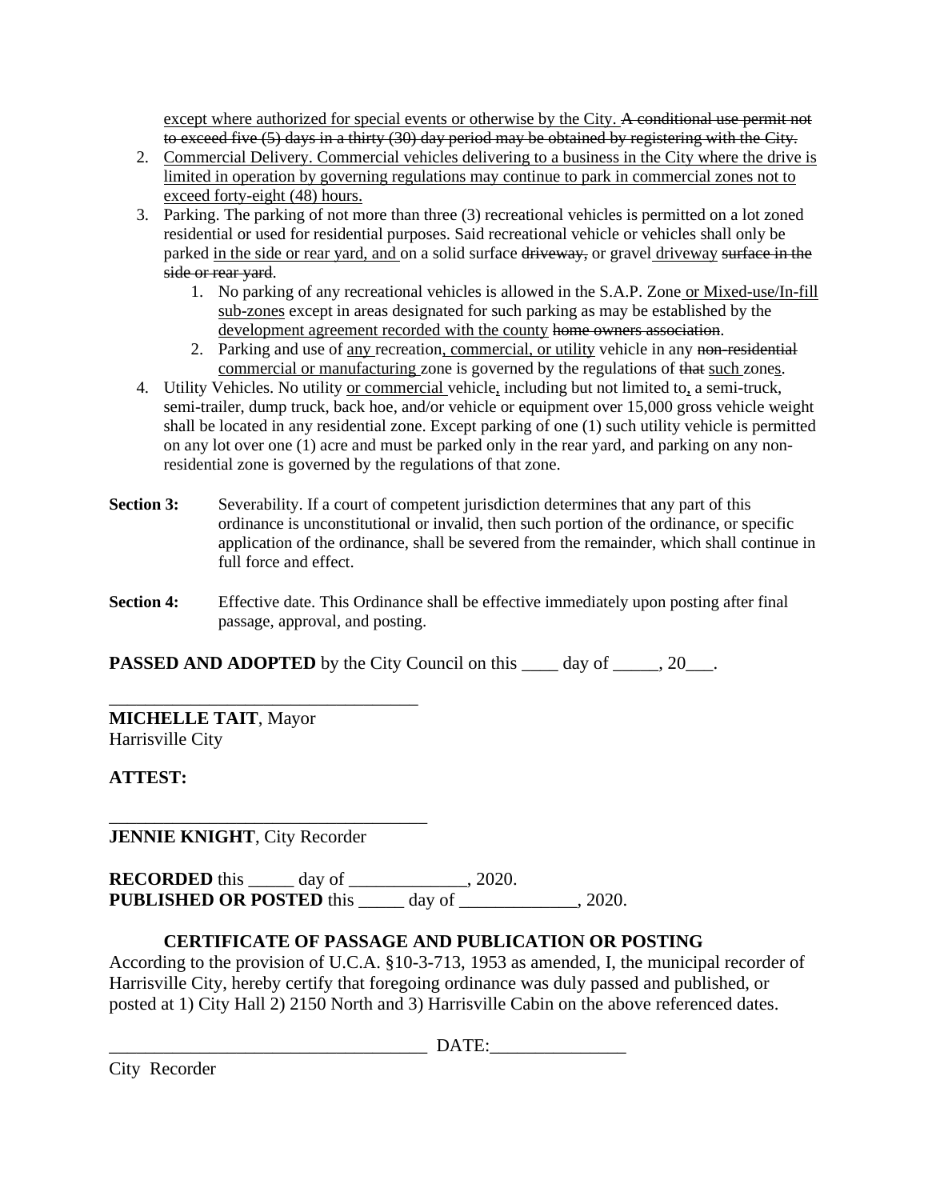except where authorized for special events or otherwise by the City. ~~A conditional use permit not to exceed five (5) days in a thirty (30) day period may be obtained by registering with the City.~~

2. Commercial Delivery. Commercial vehicles delivering to a business in the City where the drive is limited in operation by governing regulations may continue to park in commercial zones not to exceed forty-eight (48) hours.
3. Parking. The parking of not more than three (3) recreational vehicles is permitted on a lot zoned residential or used for residential purposes. Said recreational vehicle or vehicles shall only be parked in the side or rear yard, and on a solid surface ~~driveway,~~ or gravel driveway ~~surface in the side or rear yard~~.
   1. No parking of any recreational vehicles is allowed in the S.A.P. Zone or Mixed-use/In-fill sub-zones except in areas designated for such parking as may be established by the development agreement recorded with the county ~~home owners association~~.
   2. Parking and use of any recreation, commercial, or utility vehicle in any ~~non-residential~~ commercial or manufacturing zone is governed by the regulations of ~~that~~ such zones.
4. Utility Vehicles. No utility or commercial vehicle, including but not limited to, a semi-truck, semi-trailer, dump truck, back hoe, and/or vehicle or equipment over 15,000 gross vehicle weight shall be located in any residential zone. Except parking of one (1) such utility vehicle is permitted on any lot over one (1) acre and must be parked only in the rear yard, and parking on any non-residential zone is governed by the regulations of that zone.

**Section 3:** Severability. If a court of competent jurisdiction determines that any part of this ordinance is unconstitutional or invalid, then such portion of the ordinance, or specific application of the ordinance, shall be severed from the remainder, which shall continue in full force and effect.

**Section 4:** Effective date. This Ordinance shall be effective immediately upon posting after final passage, approval, and posting.

**PASSED AND ADOPTED** by the City Council on this ____ day of _____, 20___.

___________________________________
**MICHELLE TAIT**, Mayor
Harrisville City

**ATTEST:**

____________________________________
**JENNIE KNIGHT**, City Recorder

**RECORDED** this _____ day of _____________, 2020.
**PUBLISHED OR POSTED** this _____ day of _____________, 2020.

**CERTIFICATE OF PASSAGE AND PUBLICATION OR POSTING**

According to the provision of U.C.A. §10-3-713, 1953 as amended, I, the municipal recorder of Harrisville City, hereby certify that foregoing ordinance was duly passed and published, or posted at 1) City Hall 2) 2150 North and 3) Harrisville Cabin on the above referenced dates.

____________________________________ DATE:_______________

City Recorder